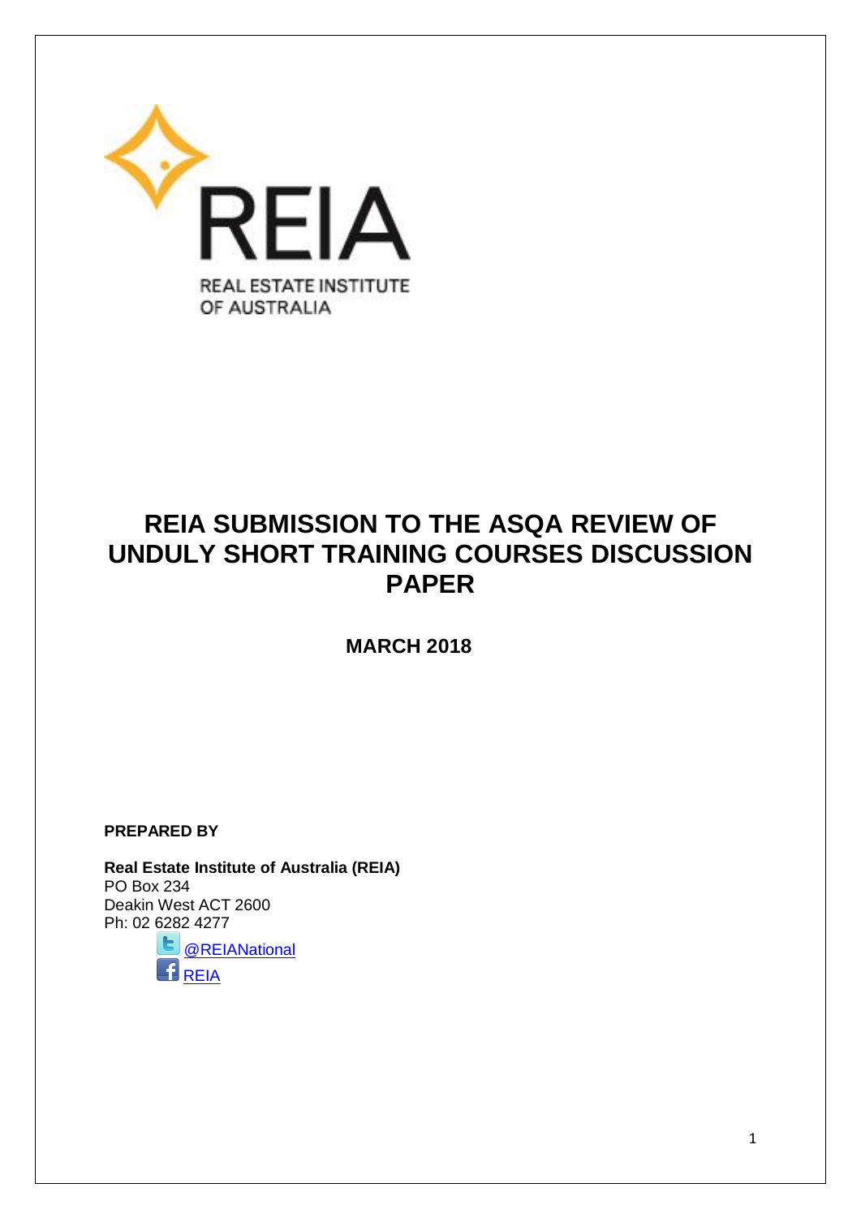REIA

REAL ESTATE INSTITUTE OF AUSTRALIA

# REIA SUBMISSION TO THE ASQA REVIEW OF UNDULY SHORT TRAINING COURSES DISCUSSION PAPER

**MARCH 2018**

**PREPARED BY**

**Real Estate Institute of Australia (REIA)**
PO Box 234
Deakin West ACT 2600
Ph: 02 6282 4277

@REIANational

REIA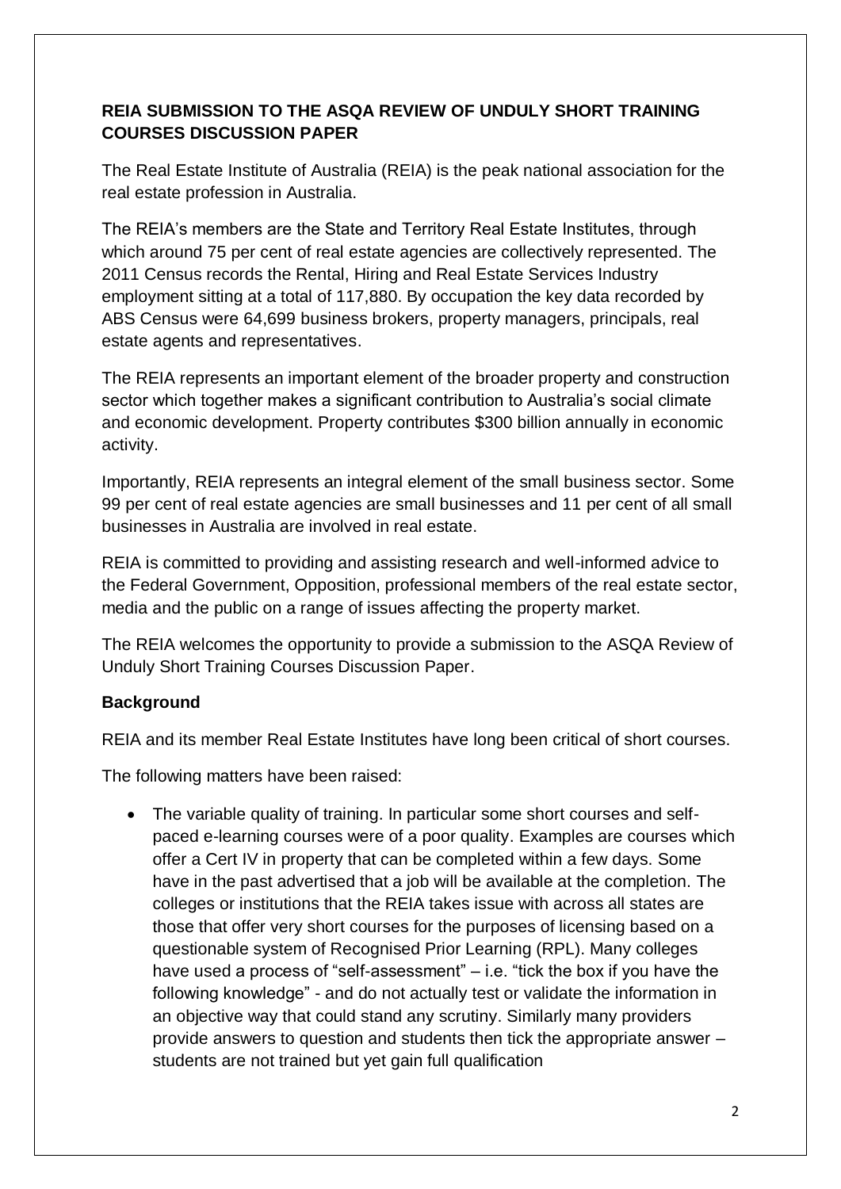**REIA SUBMISSION TO THE ASQA REVIEW OF UNDULY SHORT TRAINING COURSES DISCUSSION PAPER**

The Real Estate Institute of Australia (REIA) is the peak national association for the real estate profession in Australia.

The REIA's members are the State and Territory Real Estate Institutes, through which around 75 per cent of real estate agencies are collectively represented. The 2011 Census records the Rental, Hiring and Real Estate Services Industry employment sitting at a total of 117,880. By occupation the key data recorded by ABS Census were 64,699 business brokers, property managers, principals, real estate agents and representatives.

The REIA represents an important element of the broader property and construction sector which together makes a significant contribution to Australia's social climate and economic development. Property contributes $300 billion annually in economic activity.

Importantly, REIA represents an integral element of the small business sector. Some 99 per cent of real estate agencies are small businesses and 11 per cent of all small businesses in Australia are involved in real estate.

REIA is committed to providing and assisting research and well-informed advice to the Federal Government, Opposition, professional members of the real estate sector, media and the public on a range of issues affecting the property market.

The REIA welcomes the opportunity to provide a submission to the ASQA Review of Unduly Short Training Courses Discussion Paper.

**Background**

REIA and its member Real Estate Institutes have long been critical of short courses.

The following matters have been raised:

- The variable quality of training. In particular some short courses and self-paced e-learning courses were of a poor quality. Examples are courses which offer a Cert IV in property that can be completed within a few days. Some have in the past advertised that a job will be available at the completion. The colleges or institutions that the REIA takes issue with across all states are those that offer very short courses for the purposes of licensing based on a questionable system of Recognised Prior Learning (RPL). Many colleges have used a process of "self-assessment" – i.e. "tick the box if you have the following knowledge" - and do not actually test or validate the information in an objective way that could stand any scrutiny. Similarly many providers provide answers to question and students then tick the appropriate answer – students are not trained but yet gain full qualification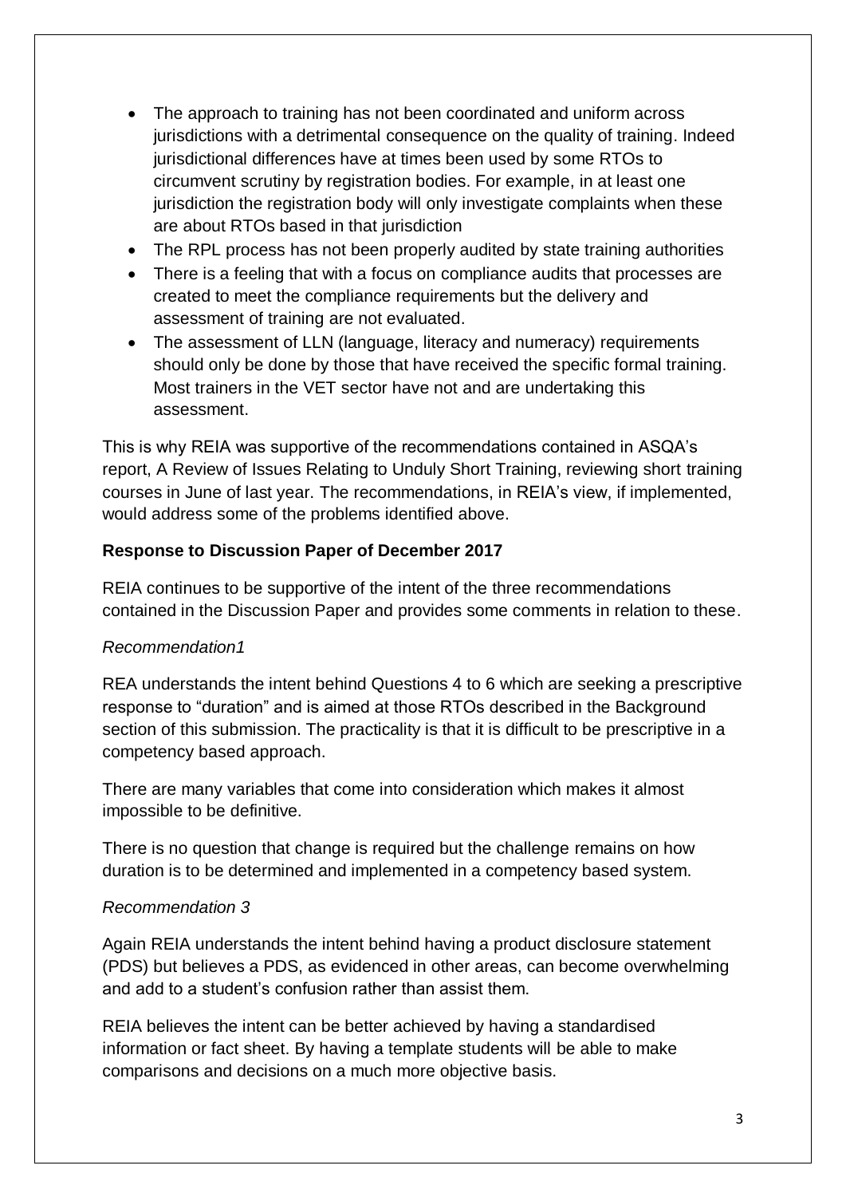- The approach to training has not been coordinated and uniform across jurisdictions with a detrimental consequence on the quality of training. Indeed jurisdictional differences have at times been used by some RTOs to circumvent scrutiny by registration bodies. For example, in at least one jurisdiction the registration body will only investigate complaints when these are about RTOs based in that jurisdiction
- The RPL process has not been properly audited by state training authorities
- There is a feeling that with a focus on compliance audits that processes are created to meet the compliance requirements but the delivery and assessment of training are not evaluated.
- The assessment of LLN (language, literacy and numeracy) requirements should only be done by those that have received the specific formal training. Most trainers in the VET sector have not and are undertaking this assessment.

This is why REIA was supportive of the recommendations contained in ASQA's report, A Review of Issues Relating to Unduly Short Training, reviewing short training courses in June of last year. The recommendations, in REIA's view, if implemented, would address some of the problems identified above.

**Response to Discussion Paper of December 2017**

REIA continues to be supportive of the intent of the three recommendations contained in the Discussion Paper and provides some comments in relation to these.

*Recommendation1*

REA understands the intent behind Questions 4 to 6 which are seeking a prescriptive response to "duration" and is aimed at those RTOs described in the Background section of this submission. The practicality is that it is difficult to be prescriptive in a competency based approach.

There are many variables that come into consideration which makes it almost impossible to be definitive.

There is no question that change is required but the challenge remains on how duration is to be determined and implemented in a competency based system.

*Recommendation 3*

Again REIA understands the intent behind having a product disclosure statement (PDS) but believes a PDS, as evidenced in other areas, can become overwhelming and add to a student's confusion rather than assist them.

REIA believes the intent can be better achieved by having a standardised information or fact sheet. By having a template students will be able to make comparisons and decisions on a much more objective basis.